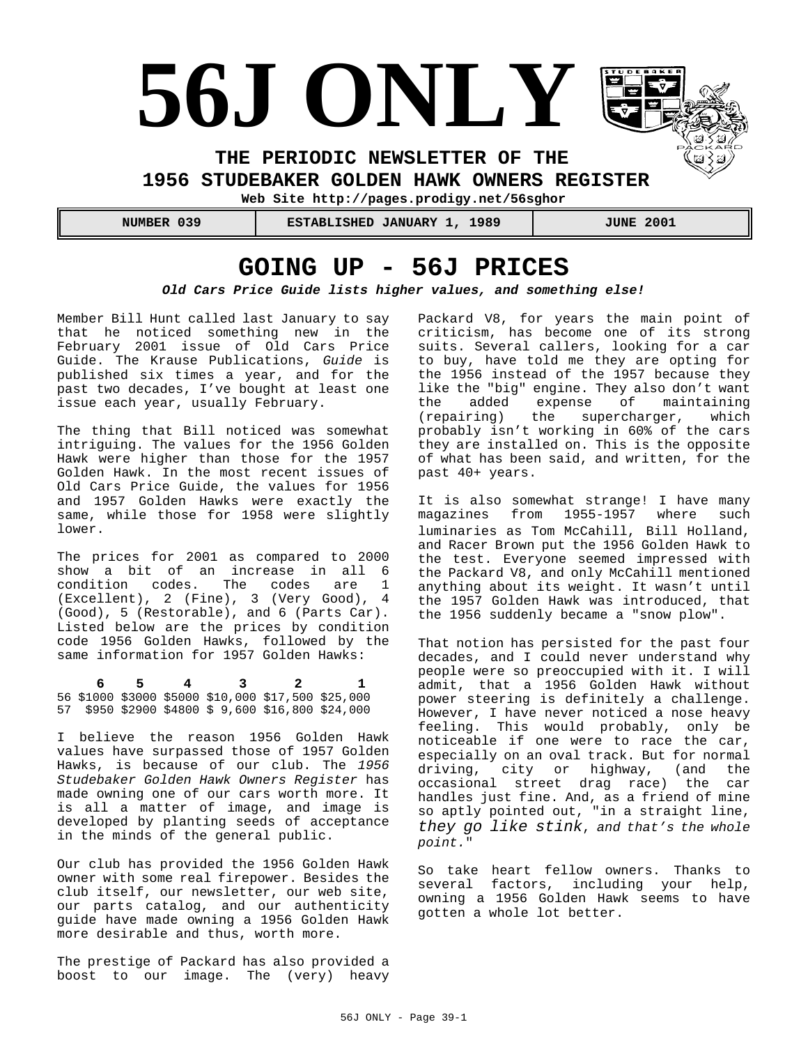# 56J ONLY

**THE PERIODIC NEWSLETTER OF THE**
**1956 STUDEBAKER GOLDEN HAWK OWNERS REGISTER**

**Web Site http://pages.prodigy.net/56sghor**

| NUMBER 039 | ESTABLISHED JANUARY 1, 1989 | JUNE 2001 |
|---|---|---|

## GOING UP - 56J PRICES

***Old Cars Price Guide lists higher values, and something else!***

Member Bill Hunt called last January to say that he noticed something new in the February 2001 issue of Old Cars Price Guide. The Krause Publications, *Guide* is published six times a year, and for the past two decades, I've bought at least one issue each year, usually February.

The thing that Bill noticed was somewhat intriguing. The values for the 1956 Golden Hawk were higher than those for the 1957 Golden Hawk. In the most recent issues of Old Cars Price Guide, the values for 1956 and 1957 Golden Hawks were exactly the same, while those for 1958 were slightly lower.

The prices for 2001 as compared to 2000 show a bit of an increase in all 6 condition codes. The codes are 1 (Excellent), 2 (Fine), 3 (Very Good), 4 (Good), 5 (Restorable), and 6 (Parts Car). Listed below are the prices by condition code 1956 Golden Hawks, followed by the same information for 1957 Golden Hawks:

| | 6 | 5 | 4 | 3 | 2 | 1 |
|---|---|---|---|---|---|---|
| 56 | $1000 | $3000 | $5000 | $10,000 | $17,500 | $25,000 |
| 57 | $950 | $2900 | $4800 | $ 9,600 | $16,800 | $24,000 |

I believe the reason 1956 Golden Hawk values have surpassed those of 1957 Golden Hawks, is because of our club. The *1956 Studebaker Golden Hawk Owners Register* has made owning one of our cars worth more. It is all a matter of image, and image is developed by planting seeds of acceptance in the minds of the general public.

Our club has provided the 1956 Golden Hawk owner with some real firepower. Besides the club itself, our newsletter, our web site, our parts catalog, and our authenticity guide have made owning a 1956 Golden Hawk more desirable and thus, worth more.

The prestige of Packard has also provided a boost to our image. The (very) heavy Packard V8, for years the main point of criticism, has become one of its strong suits. Several callers, looking for a car to buy, have told me they are opting for the 1956 instead of the 1957 because they like the "big" engine. They also don't want the added expense of maintaining (repairing) the supercharger, which probably isn't working in 60% of the cars they are installed on. This is the opposite of what has been said, and written, for the past 40+ years.

It is also somewhat strange! I have many magazines from 1955-1957 where such luminaries as Tom McCahill, Bill Holland, and Racer Brown put the 1956 Golden Hawk to the test. Everyone seemed impressed with the Packard V8, and only McCahill mentioned anything about its weight. It wasn't until the 1957 Golden Hawk was introduced, that the 1956 suddenly became a "snow plow".

That notion has persisted for the past four decades, and I could never understand why people were so preoccupied with it. I will admit, that a 1956 Golden Hawk without power steering is definitely a challenge. However, I have never noticed a nose heavy feeling. This would probably, only be noticeable if one were to race the car, especially on an oval track. But for normal driving, city or highway, (and the occasional street drag race) the car handles just fine. And, as a friend of mine so aptly pointed out, "in a straight line, *they go like stink, and that's the whole point.*"

So take heart fellow owners. Thanks to several factors, including your help, owning a 1956 Golden Hawk seems to have gotten a whole lot better.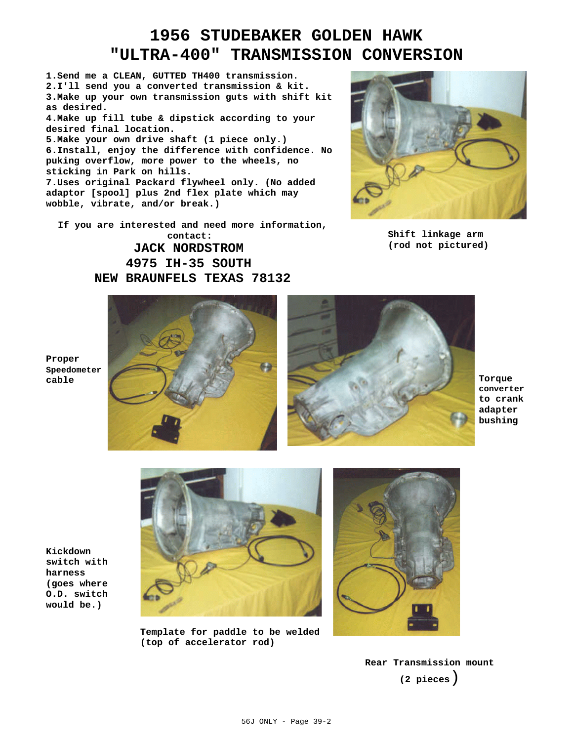# 1956 STUDEBAKER GOLDEN HAWK
# "ULTRA-400" TRANSMISSION CONVERSION

1. Send me a CLEAN, GUTTED TH400 transmission.
2. I'll send you a converted transmission & kit.
3. Make up your own transmission guts with shift kit as desired.
4. Make up fill tube & dipstick according to your desired final location.
5. Make your own drive shaft (1 piece only.)
6. Install, enjoy the difference with confidence. No puking overflow, more power to the wheels, no sticking in Park on hills.
7. Uses original Packard flywheel only. (No added adaptor [spool] plus 2nd flex plate which may wobble, vibrate, and/or break.)

If you are interested and need more information, contact:

**JACK NORDSTROM**
**4975 IH-35 SOUTH**
**NEW BRAUNFELS TEXAS 78132**

Shift linkage arm (rod not pictured)

Proper Speedometer cable

Torque converter to crank adapter bushing

Kickdown switch with harness (goes where O.D. switch would be.)

Template for paddle to be welded (top of accelerator rod)

Rear Transmission mount (2 pieces)

56J ONLY - Page 39-2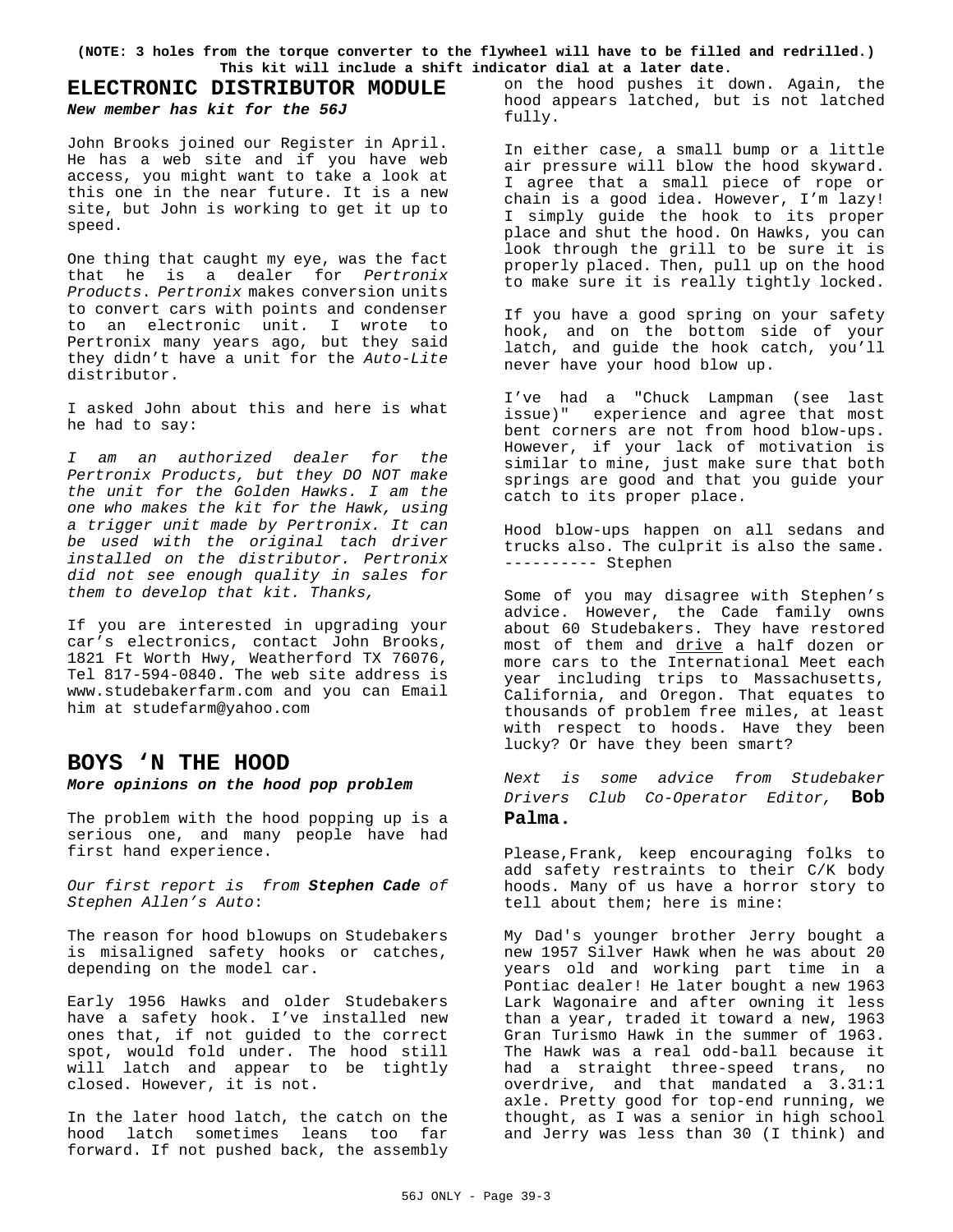**(NOTE: 3 holes from the torque converter to the flywheel will have to be filled and redrilled.) This kit will include a shift indicator dial at a later date.**

## ELECTRONIC DISTRIBUTOR MODULE

***New member has kit for the 56J***

John Brooks joined our Register in April. He has a web site and if you have web access, you might want to take a look at this one in the near future. It is a new site, but John is working to get it up to speed.

One thing that caught my eye, was the fact that he is a dealer for *Pertronix Products*. *Pertronix* makes conversion units to convert cars with points and condenser to an electronic unit. I wrote to Pertronix many years ago, but they said they didn't have a unit for the *Auto-Lite* distributor.

I asked John about this and here is what he had to say:

*I am an authorized dealer for the Pertronix Products, but they DO NOT make the unit for the Golden Hawks. I am the one who makes the kit for the Hawk, using a trigger unit made by Pertronix. It can be used with the original tach driver installed on the distributor. Pertronix did not see enough quality in sales for them to develop that kit. Thanks,*

If you are interested in upgrading your car's electronics, contact John Brooks, 1821 Ft Worth Hwy, Weatherford TX 76076, Tel 817-594-0840. The web site address is www.studebakerfarm.com and you can Email him at studefarm@yahoo.com

## BOYS 'N THE HOOD

***More opinions on the hood pop problem***

The problem with the hood popping up is a serious one, and many people have had first hand experience.

*Our first report is from* ***Stephen Cade*** *of Stephen Allen's Auto*:

The reason for hood blowups on Studebakers is misaligned safety hooks or catches, depending on the model car.

Early 1956 Hawks and older Studebakers have a safety hook. I've installed new ones that, if not guided to the correct spot, would fold under. The hood still will latch and appear to be tightly closed. However, it is not.

In the later hood latch, the catch on the hood latch sometimes leans too far forward. If not pushed back, the assembly on the hood pushes it down. Again, the hood appears latched, but is not latched fully.

In either case, a small bump or a little air pressure will blow the hood skyward. I agree that a small piece of rope or chain is a good idea. However, I'm lazy! I simply guide the hook to its proper place and shut the hood. On Hawks, you can look through the grill to be sure it is properly placed. Then, pull up on the hood to make sure it is really tightly locked.

If you have a good spring on your safety hook, and on the bottom side of your latch, and guide the hook catch, you'll never have your hood blow up.

I've had a "Chuck Lampman (see last issue)" experience and agree that most bent corners are not from hood blow-ups. However, if your lack of motivation is similar to mine, just make sure that both springs are good and that you guide your catch to its proper place.

Hood blow-ups happen on all sedans and trucks also. The culprit is also the same. ---------- Stephen

Some of you may disagree with Stephen's advice. However, the Cade family owns about 60 Studebakers. They have restored most of them and <u>drive</u> a half dozen or more cars to the International Meet each year including trips to Massachusetts, California, and Oregon. That equates to thousands of problem free miles, at least with respect to hoods. Have they been lucky? Or have they been smart?

*Next is some advice from Studebaker Drivers Club Co-Operator Editor,* **Bob Palma.**

Please,Frank, keep encouraging folks to add safety restraints to their C/K body hoods. Many of us have a horror story to tell about them; here is mine:

My Dad's younger brother Jerry bought a new 1957 Silver Hawk when he was about 20 years old and working part time in a Pontiac dealer! He later bought a new 1963 Lark Wagonaire and after owning it less than a year, traded it toward a new, 1963 Gran Turismo Hawk in the summer of 1963. The Hawk was a real odd-ball because it had a straight three-speed trans, no overdrive, and that mandated a 3.31:1 axle. Pretty good for top-end running, we thought, as I was a senior in high school and Jerry was less than 30 (I think) and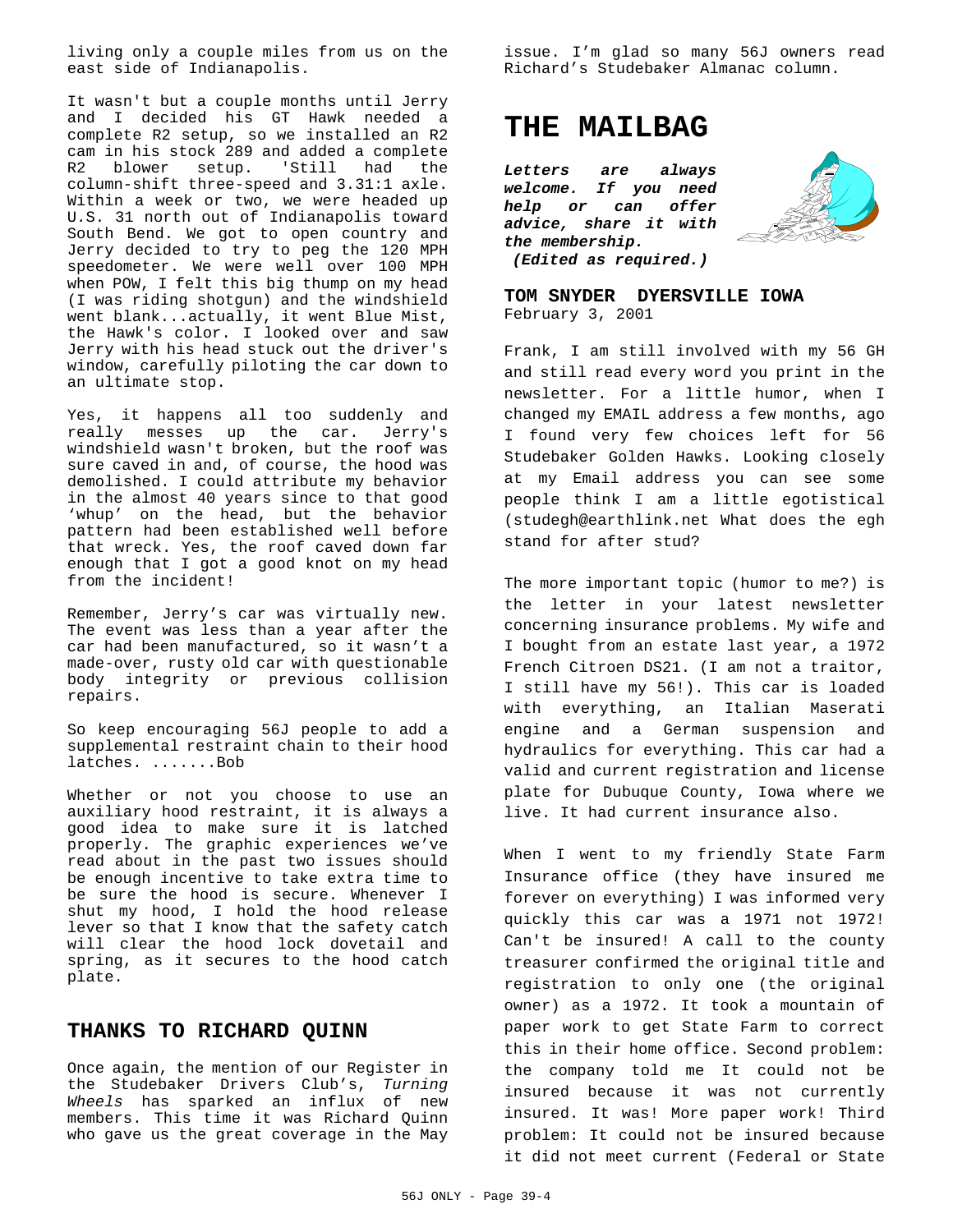living only a couple miles from us on the east side of Indianapolis.

It wasn't but a couple months until Jerry and I decided his GT Hawk needed a complete R2 setup, so we installed an R2 cam in his stock 289 and added a complete R2 blower setup. 'Still had the column-shift three-speed and 3.31:1 axle. Within a week or two, we were headed up U.S. 31 north out of Indianapolis toward South Bend. We got to open country and Jerry decided to try to peg the 120 MPH speedometer. We were well over 100 MPH when POW, I felt this big thump on my head (I was riding shotgun) and the windshield went blank...actually, it went Blue Mist, the Hawk's color. I looked over and saw Jerry with his head stuck out the driver's window, carefully piloting the car down to an ultimate stop.

Yes, it happens all too suddenly and really messes up the car. Jerry's windshield wasn't broken, but the roof was sure caved in and, of course, the hood was demolished. I could attribute my behavior in the almost 40 years since to that good 'whup' on the head, but the behavior pattern had been established well before that wreck. Yes, the roof caved down far enough that I got a good knot on my head from the incident!

Remember, Jerry's car was virtually new. The event was less than a year after the car had been manufactured, so it wasn't a made-over, rusty old car with questionable body integrity or previous collision repairs.

So keep encouraging 56J people to add a supplemental restraint chain to their hood latches. .......Bob

Whether or not you choose to use an auxiliary hood restraint, it is always a good idea to make sure it is latched properly. The graphic experiences we've read about in the past two issues should be enough incentive to take extra time to be sure the hood is secure. Whenever I shut my hood, I hold the hood release lever so that I know that the safety catch will clear the hood lock dovetail and spring, as it secures to the hood catch plate.

## THANKS TO RICHARD QUINN

Once again, the mention of our Register in the Studebaker Drivers Club's, *Turning Wheels* has sparked an influx of new members. This time it was Richard Quinn who gave us the great coverage in the May issue. I'm glad so many 56J owners read Richard's Studebaker Almanac column.

# THE MAILBAG

***Letters are always welcome. If you need help or can offer advice, share it with the membership. (Edited as required.)***

**TOM SNYDER DYERSVILLE IOWA**
February 3, 2001

Frank, I am still involved with my 56 GH and still read every word you print in the newsletter. For a little humor, when I changed my EMAIL address a few months, ago I found very few choices left for 56 Studebaker Golden Hawks. Looking closely at my Email address you can see some people think I am a little egotistical (studegh@earthlink.net What does the egh stand for after stud?

The more important topic (humor to me?) is the letter in your latest newsletter concerning insurance problems. My wife and I bought from an estate last year, a 1972 French Citroen DS21. (I am not a traitor, I still have my 56!). This car is loaded with everything, an Italian Maserati engine and a German suspension and hydraulics for everything. This car had a valid and current registration and license plate for Dubuque County, Iowa where we live. It had current insurance also.

When I went to my friendly State Farm Insurance office (they have insured me forever on everything) I was informed very quickly this car was a 1971 not 1972! Can't be insured! A call to the county treasurer confirmed the original title and registration to only one (the original owner) as a 1972. It took a mountain of paper work to get State Farm to correct this in their home office. Second problem: the company told me It could not be insured because it was not currently insured. It was! More paper work! Third problem: It could not be insured because it did not meet current (Federal or State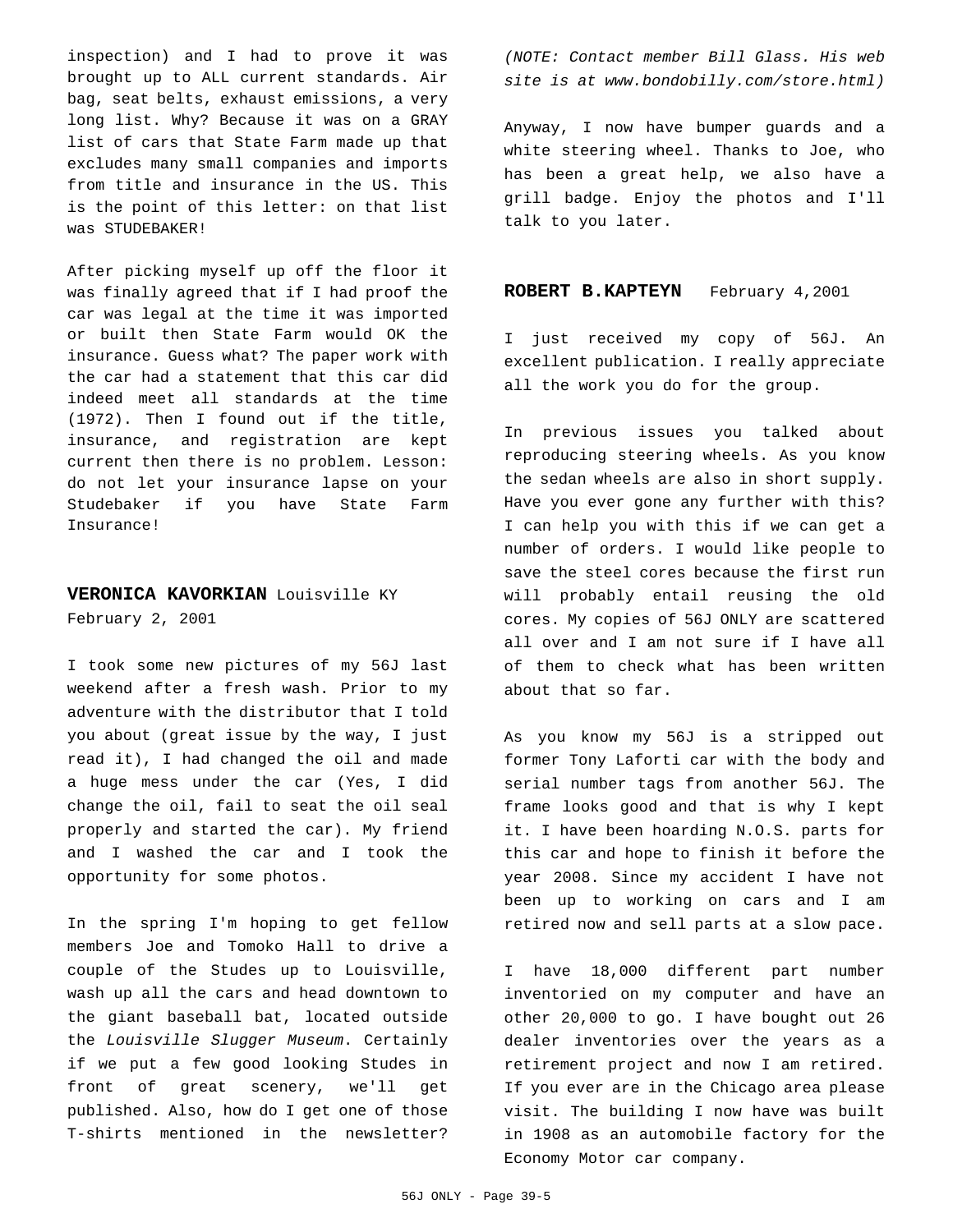inspection) and I had to prove it was brought up to ALL current standards. Air bag, seat belts, exhaust emissions, a very long list. Why? Because it was on a GRAY list of cars that State Farm made up that excludes many small companies and imports from title and insurance in the US. This is the point of this letter: on that list was STUDEBAKER!

After picking myself up off the floor it was finally agreed that if I had proof the car was legal at the time it was imported or built then State Farm would OK the insurance. Guess what? The paper work with the car had a statement that this car did indeed meet all standards at the time (1972). Then I found out if the title, insurance, and registration are kept current then there is no problem. Lesson: do not let your insurance lapse on your Studebaker if you have State Farm Insurance!

**VERONICA KAVORKIAN** Louisville KY
February 2, 2001

I took some new pictures of my 56J last weekend after a fresh wash. Prior to my adventure with the distributor that I told you about (great issue by the way, I just read it), I had changed the oil and made a huge mess under the car (Yes, I did change the oil, fail to seat the oil seal properly and started the car). My friend and I washed the car and I took the opportunity for some photos.

In the spring I'm hoping to get fellow members Joe and Tomoko Hall to drive a couple of the Studes up to Louisville, wash up all the cars and head downtown to the giant baseball bat, located outside the *Louisville Slugger Museum*. Certainly if we put a few good looking Studes in front of great scenery, we'll get published. Also, how do I get one of those T-shirts mentioned in the newsletter?

*(NOTE: Contact member Bill Glass. His web site is at www.bondobilly.com/store.html)*

Anyway, I now have bumper guards and a white steering wheel. Thanks to Joe, who has been a great help, we also have a grill badge. Enjoy the photos and I'll talk to you later.

**ROBERT B.KAPTEYN** February 4,2001

I just received my copy of 56J. An excellent publication. I really appreciate all the work you do for the group.

In previous issues you talked about reproducing steering wheels. As you know the sedan wheels are also in short supply. Have you ever gone any further with this? I can help you with this if we can get a number of orders. I would like people to save the steel cores because the first run will probably entail reusing the old cores. My copies of 56J ONLY are scattered all over and I am not sure if I have all of them to check what has been written about that so far.

As you know my 56J is a stripped out former Tony Laforti car with the body and serial number tags from another 56J. The frame looks good and that is why I kept it. I have been hoarding N.O.S. parts for this car and hope to finish it before the year 2008. Since my accident I have not been up to working on cars and I am retired now and sell parts at a slow pace.

I have 18,000 different part number inventoried on my computer and have an other 20,000 to go. I have bought out 26 dealer inventories over the years as a retirement project and now I am retired. If you ever are in the Chicago area please visit. The building I now have was built in 1908 as an automobile factory for the Economy Motor car company.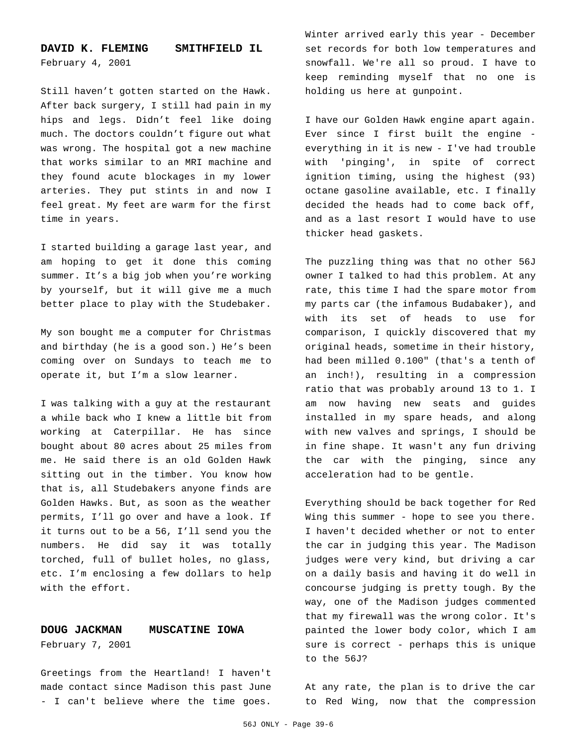## DAVID K. FLEMING    SMITHFIELD IL

February 4, 2001

Still haven't gotten started on the Hawk. After back surgery, I still had pain in my hips and legs. Didn't feel like doing much. The doctors couldn't figure out what was wrong. The hospital got a new machine that works similar to an MRI machine and they found acute blockages in my lower arteries. They put stints in and now I feel great. My feet are warm for the first time in years.

I started building a garage last year, and am hoping to get it done this coming summer. It's a big job when you're working by yourself, but it will give me a much better place to play with the Studebaker.

My son bought me a computer for Christmas and birthday (he is a good son.) He's been coming over on Sundays to teach me to operate it, but I'm a slow learner.

I was talking with a guy at the restaurant a while back who I knew a little bit from working at Caterpillar. He has since bought about 80 acres about 25 miles from me. He said there is an old Golden Hawk sitting out in the timber. You know how that is, all Studebakers anyone finds are Golden Hawks. But, as soon as the weather permits, I'll go over and have a look. If it turns out to be a 56, I'll send you the numbers. He did say it was totally torched, full of bullet holes, no glass, etc. I'm enclosing a few dollars to help with the effort.

## DOUG JACKMAN    MUSCATINE IOWA

February 7, 2001

Greetings from the Heartland! I haven't made contact since Madison this past June - I can't believe where the time goes. Winter arrived early this year - December set records for both low temperatures and snowfall. We're all so proud. I have to keep reminding myself that no one is holding us here at gunpoint.

I have our Golden Hawk engine apart again. Ever since I first built the engine - everything in it is new - I've had trouble with 'pinging', in spite of correct ignition timing, using the highest (93) octane gasoline available, etc. I finally decided the heads had to come back off, and as a last resort I would have to use thicker head gaskets.

The puzzling thing was that no other 56J owner I talked to had this problem. At any rate, this time I had the spare motor from my parts car (the infamous Budabaker), and with its set of heads to use for comparison, I quickly discovered that my original heads, sometime in their history, had been milled 0.100" (that's a tenth of an inch!), resulting in a compression ratio that was probably around 13 to 1. I am now having new seats and guides installed in my spare heads, and along with new valves and springs, I should be in fine shape. It wasn't any fun driving the car with the pinging, since any acceleration had to be gentle.

Everything should be back together for Red Wing this summer - hope to see you there. I haven't decided whether or not to enter the car in judging this year. The Madison judges were very kind, but driving a car on a daily basis and having it do well in concourse judging is pretty tough. By the way, one of the Madison judges commented that my firewall was the wrong color. It's painted the lower body color, which I am sure is correct - perhaps this is unique to the 56J?

At any rate, the plan is to drive the car to Red Wing, now that the compression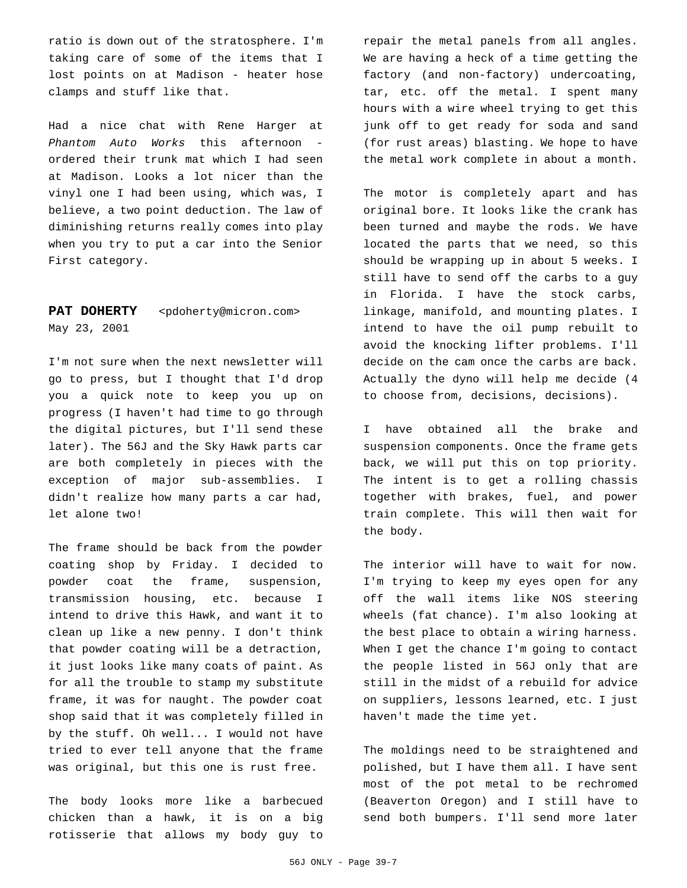ratio is down out of the stratosphere. I'm taking care of some of the items that I lost points on at Madison - heater hose clamps and stuff like that.

Had a nice chat with Rene Harger at *Phantom Auto Works* this afternoon - ordered their trunk mat which I had seen at Madison. Looks a lot nicer than the vinyl one I had been using, which was, I believe, a two point deduction. The law of diminishing returns really comes into play when you try to put a car into the Senior First category.

**PAT DOHERTY** <pdoherty@micron.com>
May 23, 2001

I'm not sure when the next newsletter will go to press, but I thought that I'd drop you a quick note to keep you up on progress (I haven't had time to go through the digital pictures, but I'll send these later). The 56J and the Sky Hawk parts car are both completely in pieces with the exception of major sub-assemblies. I didn't realize how many parts a car had, let alone two!

The frame should be back from the powder coating shop by Friday. I decided to powder coat the frame, suspension, transmission housing, etc. because I intend to drive this Hawk, and want it to clean up like a new penny. I don't think that powder coating will be a detraction, it just looks like many coats of paint. As for all the trouble to stamp my substitute frame, it was for naught. The powder coat shop said that it was completely filled in by the stuff. Oh well... I would not have tried to ever tell anyone that the frame was original, but this one is rust free.

The body looks more like a barbecued chicken than a hawk, it is on a big rotisserie that allows my body guy to repair the metal panels from all angles. We are having a heck of a time getting the factory (and non-factory) undercoating, tar, etc. off the metal. I spent many hours with a wire wheel trying to get this junk off to get ready for soda and sand (for rust areas) blasting. We hope to have the metal work complete in about a month.

The motor is completely apart and has original bore. It looks like the crank has been turned and maybe the rods. We have located the parts that we need, so this should be wrapping up in about 5 weeks. I still have to send off the carbs to a guy in Florida. I have the stock carbs, linkage, manifold, and mounting plates. I intend to have the oil pump rebuilt to avoid the knocking lifter problems. I'll decide on the cam once the carbs are back. Actually the dyno will help me decide (4 to choose from, decisions, decisions).

I have obtained all the brake and suspension components. Once the frame gets back, we will put this on top priority. The intent is to get a rolling chassis together with brakes, fuel, and power train complete. This will then wait for the body.

The interior will have to wait for now. I'm trying to keep my eyes open for any off the wall items like NOS steering wheels (fat chance). I'm also looking at the best place to obtain a wiring harness. When I get the chance I'm going to contact the people listed in 56J only that are still in the midst of a rebuild for advice on suppliers, lessons learned, etc. I just haven't made the time yet.

The moldings need to be straightened and polished, but I have them all. I have sent most of the pot metal to be rechromed (Beaverton Oregon) and I still have to send both bumpers. I'll send more later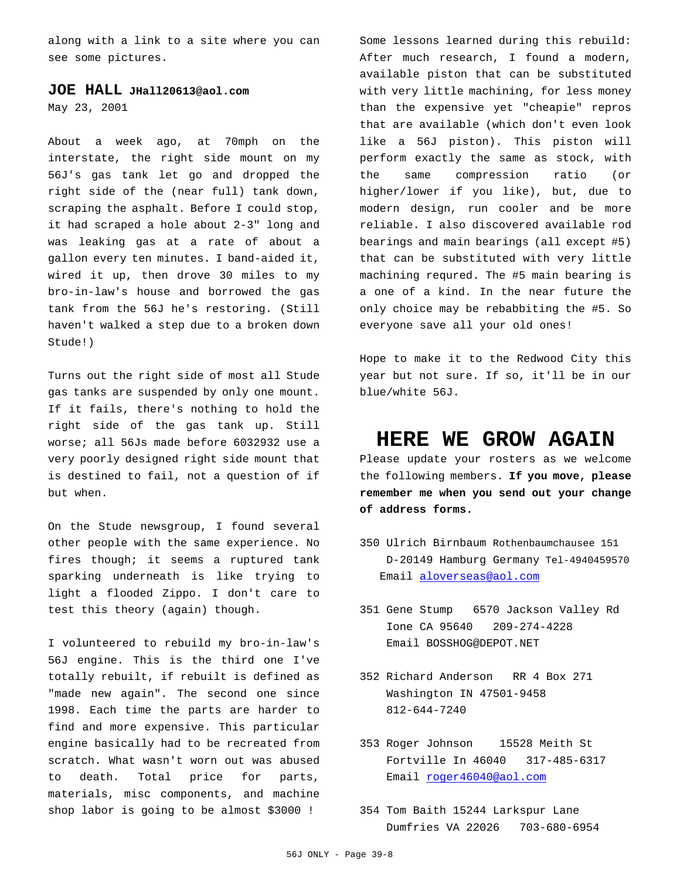along with a link to a site where you can see some pictures.

## JOE HALL JHall20613@aol.com

May 23, 2001

About a week ago, at 70mph on the interstate, the right side mount on my 56J's gas tank let go and dropped the right side of the (near full) tank down, scraping the asphalt. Before I could stop, it had scraped a hole about 2-3" long and was leaking gas at a rate of about a gallon every ten minutes. I band-aided it, wired it up, then drove 30 miles to my bro-in-law's house and borrowed the gas tank from the 56J he's restoring. (Still haven't walked a step due to a broken down Stude!)

Turns out the right side of most all Stude gas tanks are suspended by only one mount. If it fails, there's nothing to hold the right side of the gas tank up. Still worse; all 56Js made before 6032932 use a very poorly designed right side mount that is destined to fail, not a question of if but when.

On the Stude newsgroup, I found several other people with the same experience. No fires though; it seems a ruptured tank sparking underneath is like trying to light a flooded Zippo. I don't care to test this theory (again) though.

I volunteered to rebuild my bro-in-law's 56J engine. This is the third one I've totally rebuilt, if rebuilt is defined as "made new again". The second one since 1998. Each time the parts are harder to find and more expensive. This particular engine basically had to be recreated from scratch. What wasn't worn out was abused to death. Total price for parts, materials, misc components, and machine shop labor is going to be almost $3000 !

Some lessons learned during this rebuild: After much research, I found a modern, available piston that can be substituted with very little machining, for less money than the expensive yet "cheapie" repros that are available (which don't even look like a 56J piston). This piston will perform exactly the same as stock, with the same compression ratio (or higher/lower if you like), but, due to modern design, run cooler and be more reliable. I also discovered available rod bearings and main bearings (all except #5) that can be substituted with very little machining requred. The #5 main bearing is a one of a kind. In the near future the only choice may be rebabbiting the #5. So everyone save all your old ones!

Hope to make it to the Redwood City this year but not sure. If so, it'll be in our blue/white 56J.

# HERE WE GROW AGAIN

Please update your rosters as we welcome the following members. **If you move, please remember me when you send out your change of address forms.**

350 Ulrich Birnbaum Rothenbaumchausee 151
D-20149 Hamburg Germany Tel-4940459570
Email aloverseas@aol.com

351 Gene Stump 6570 Jackson Valley Rd
Ione CA 95640 209-274-4228
Email BOSSHOG@DEPOT.NET

352 Richard Anderson RR 4 Box 271
Washington IN 47501-9458
812-644-7240

353 Roger Johnson 15528 Meith St
Fortville In 46040 317-485-6317
Email roger46040@aol.com

354 Tom Baith 15244 Larkspur Lane
Dumfries VA 22026 703-680-6954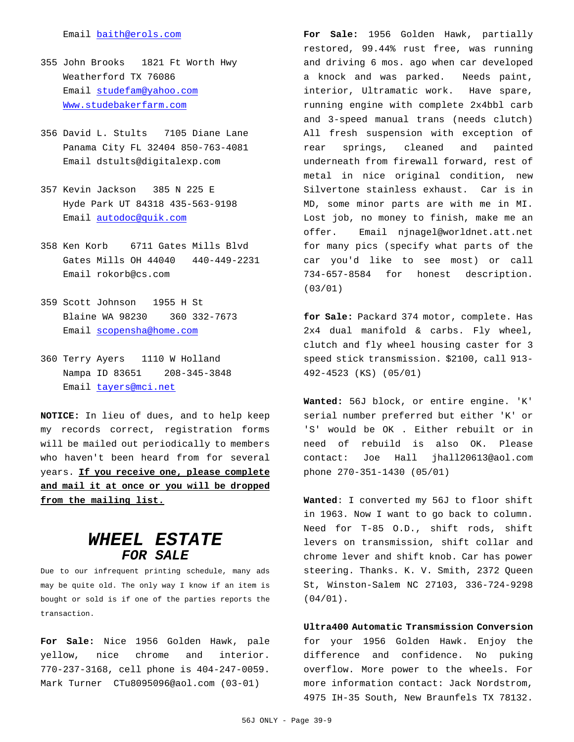Email baith@erols.com

355 John Brooks 1821 Ft Worth Hwy
Weatherford TX 76086
Email studefam@yahoo.com
Www.studebakerfarm.com

356 David L. Stults 7105 Diane Lane
Panama City FL 32404 850-763-4081
Email dstults@digitalexp.com

357 Kevin Jackson 385 N 225 E
Hyde Park UT 84318 435-563-9198
Email autodoc@quik.com

358 Ken Korb 6711 Gates Mills Blvd
Gates Mills OH 44040 440-449-2231
Email rokorb@cs.com

359 Scott Johnson 1955 H St
Blaine WA 98230 360 332-7673
Email scopensha@home.com

360 Terry Ayers 1110 W Holland
Nampa ID 83651 208-345-3848
Email tayers@mci.net

**NOTICE:** In lieu of dues, and to help keep my records correct, registration forms will be mailed out periodically to members who haven't been heard from for several years. **If you receive one, please complete and mail it at once or you will be dropped from the mailing list.**

# *WHEEL ESTATE*
## *FOR SALE*

Due to our infrequent printing schedule, many ads may be quite old. The only way I know if an item is bought or sold is if one of the parties reports the transaction.

**For Sale:** Nice 1956 Golden Hawk, pale yellow, nice chrome and interior. 770-237-3168, cell phone is 404-247-0059. Mark Turner CTu8095096@aol.com (03-01)

**For Sale:** 1956 Golden Hawk, partially restored, 99.44% rust free, was running and driving 6 mos. ago when car developed a knock and was parked. Needs paint, interior, Ultramatic work. Have spare, running engine with complete 2x4bbl carb and 3-speed manual trans (needs clutch) All fresh suspension with exception of rear springs, cleaned and painted underneath from firewall forward, rest of metal in nice original condition, new Silvertone stainless exhaust. Car is in MD, some minor parts are with me in MI. Lost job, no money to finish, make me an offer. Email njnagel@worldnet.att.net for many pics (specify what parts of the car you'd like to see most) or call 734-657-8584 for honest description. (03/01)

**for Sale:** Packard 374 motor, complete. Has 2x4 dual manifold & carbs. Fly wheel, clutch and fly wheel housing caster for 3 speed stick transmission. $2100, call 913-492-4523 (KS) (05/01)

**Wanted:** 56J block, or entire engine. 'K' serial number preferred but either 'K' or 'S' would be OK . Either rebuilt or in need of rebuild is also OK. Please contact: Joe Hall jhall20613@aol.com phone 270-351-1430 (05/01)

**Wanted**: I converted my 56J to floor shift in 1963. Now I want to go back to column. Need for T-85 O.D., shift rods, shift levers on transmission, shift collar and chrome lever and shift knob. Car has power steering. Thanks. K. V. Smith, 2372 Queen St, Winston-Salem NC 27103, 336-724-9298 (04/01).

**Ultra400 Automatic Transmission Conversion** for your 1956 Golden Hawk. Enjoy the difference and confidence. No puking overflow. More power to the wheels. For more information contact: Jack Nordstrom, 4975 IH-35 South, New Braunfels TX 78132.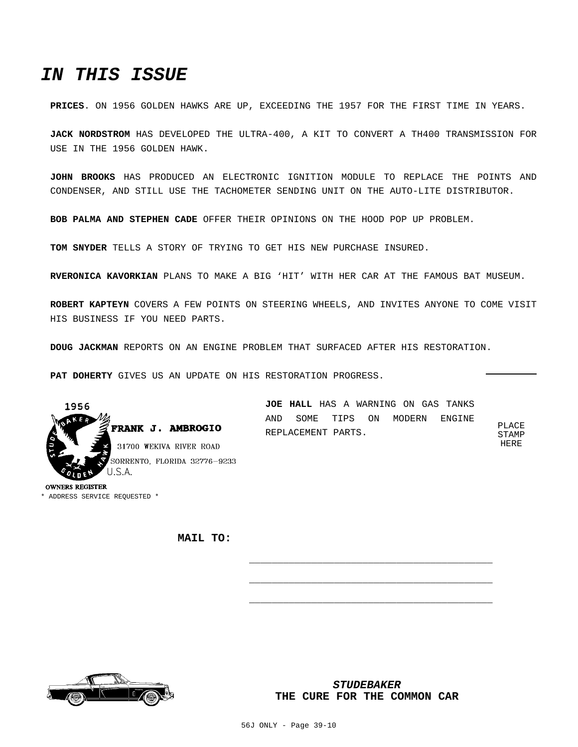# *IN THIS ISSUE*

**PRICES**. ON 1956 GOLDEN HAWKS ARE UP, EXCEEDING THE 1957 FOR THE FIRST TIME IN YEARS.

**JACK NORDSTROM** HAS DEVELOPED THE ULTRA-400, A KIT TO CONVERT A TH400 TRANSMISSION FOR USE IN THE 1956 GOLDEN HAWK.

**JOHN BROOKS** HAS PRODUCED AN ELECTRONIC IGNITION MODULE TO REPLACE THE POINTS AND CONDENSER, AND STILL USE THE TACHOMETER SENDING UNIT ON THE AUTO-LITE DISTRIBUTOR.

**BOB PALMA AND STEPHEN CADE** OFFER THEIR OPINIONS ON THE HOOD POP UP PROBLEM.

**TOM SNYDER** TELLS A STORY OF TRYING TO GET HIS NEW PURCHASE INSURED.

**RVERONICA KAVORKIAN** PLANS TO MAKE A BIG 'HIT' WITH HER CAR AT THE FAMOUS BAT MUSEUM.

**ROBERT KAPTEYN** COVERS A FEW POINTS ON STEERING WHEELS, AND INVITES ANYONE TO COME VISIT HIS BUSINESS IF YOU NEED PARTS.

**DOUG JACKMAN** REPORTS ON AN ENGINE PROBLEM THAT SURFACED AFTER HIS RESTORATION.

**PAT DOHERTY** GIVES US AN UPDATE ON HIS RESTORATION PROGRESS.

**JOE HALL** HAS A WARNING ON GAS TANKS AND SOME TIPS ON MODERN ENGINE REPLACEMENT PARTS.

1956 STUDEBAKER GOLDEN HAWK OWNERS REGISTER

**FRANK J. AMBROGIO**
31700 WEKIVA RIVER ROAD
SORRENTO, FLORIDA 32776-9233
U.S.A.

\* ADDRESS SERVICE REQUESTED \*

PLACE STAMP HERE

**MAIL TO:**

\_\_\_\_\_\_\_\_\_\_\_\_\_\_\_\_\_\_\_\_\_\_\_\_\_\_\_\_\_\_\_\_\_\_\_\_\_\_\_\_

\_\_\_\_\_\_\_\_\_\_\_\_\_\_\_\_\_\_\_\_\_\_\_\_\_\_\_\_\_\_\_\_\_\_\_\_\_\_\_\_

\_\_\_\_\_\_\_\_\_\_\_\_\_\_\_\_\_\_\_\_\_\_\_\_\_\_\_\_\_\_\_\_\_\_\_\_\_\_\_\_

***STUDEBAKER***
**THE CURE FOR THE COMMON CAR**